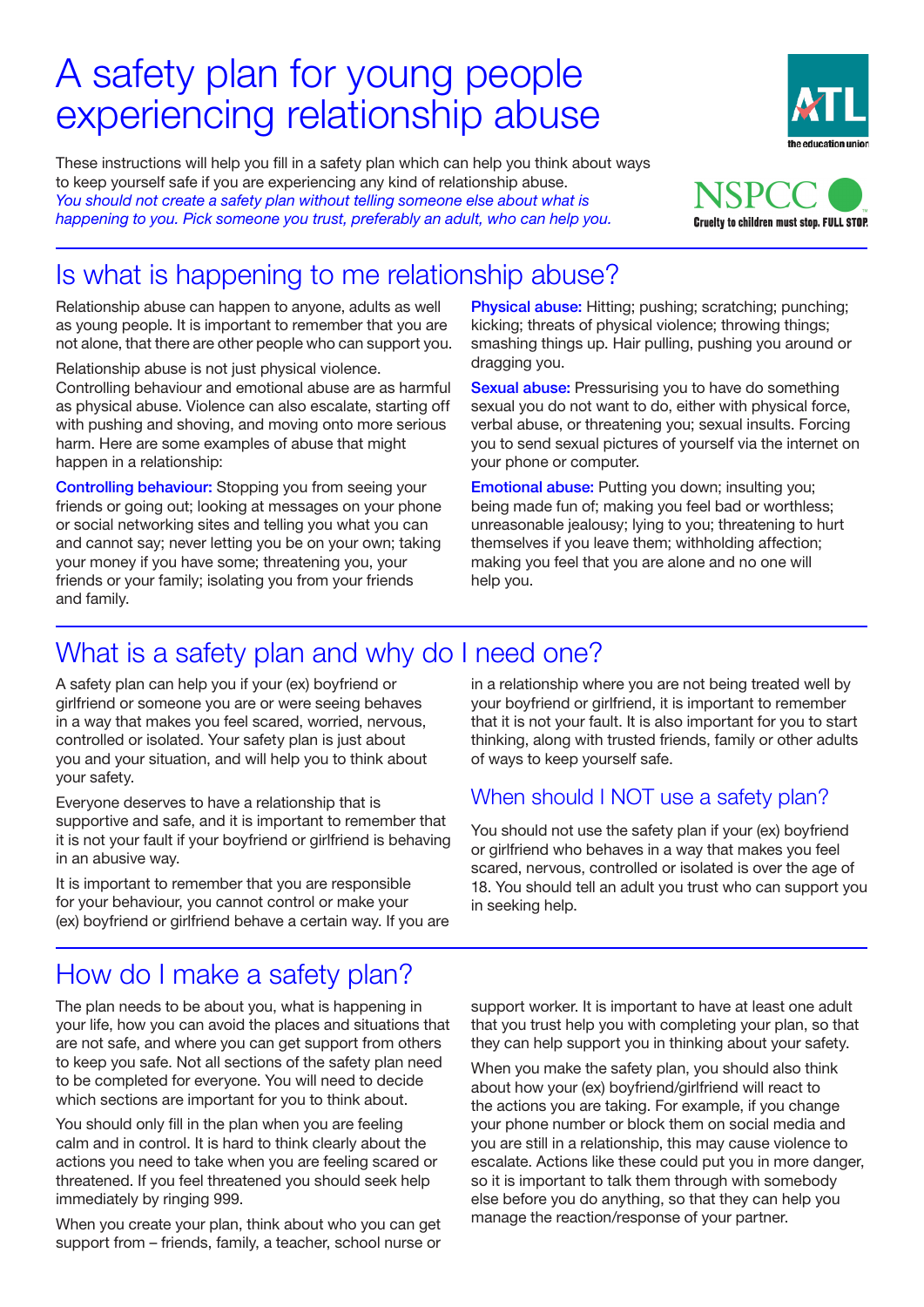# A safety plan for young people experiencing relationship abuse

These instructions will help you fill in a safety plan which can help you think about ways to keep yourself safe if you are experiencing any kind of relationship abuse. *You should not create a safety plan without telling someone else about what is happening to you. Pick someone you trust, preferably an adult, who can help you.*

## Is what is happening to me relationship abuse?

Relationship abuse can happen to anyone, adults as well as young people. It is important to remember that you are not alone, that there are other people who can support you.

Relationship abuse is not just physical violence. Controlling behaviour and emotional abuse are as harmful as physical abuse. Violence can also escalate, starting off with pushing and shoving, and moving onto more serious harm. Here are some examples of abuse that might happen in a relationship:

**Controlling behaviour:** Stopping you from seeing your friends or going out; looking at messages on your phone or social networking sites and telling you what you can and cannot say; never letting you be on your own; taking your money if you have some; threatening you, your friends or your family; isolating you from your friends and family.

**Physical abuse:** Hitting; pushing; scratching; punching; kicking; threats of physical violence; throwing things; smashing things up. Hair pulling, pushing you around or dragging you.

**Sexual abuse:** Pressurising you to have do something sexual you do not want to do, either with physical force, verbal abuse, or threatening you; sexual insults. Forcing you to send sexual pictures of yourself via the internet on your phone or computer.

**Emotional abuse:** Putting you down; insulting you; being made fun of; making you feel bad or worthless; unreasonable jealousy; lying to you; threatening to hurt themselves if you leave them; withholding affection; making you feel that you are alone and no one will help you.

## What is a safety plan and why do I need one?

A safety plan can help you if your (ex) boyfriend or girlfriend or someone you are or were seeing behaves in a way that makes you feel scared, worried, nervous, controlled or isolated. Your safety plan is just about you and your situation, and will help you to think about your safety.

Everyone deserves to have a relationship that is supportive and safe, and it is important to remember that it is not your fault if your boyfriend or girlfriend is behaving in an abusive way.

It is important to remember that you are responsible for your behaviour, you cannot control or make your (ex) boyfriend or girlfriend behave a certain way. If you are in a relationship where you are not being treated well by your boyfriend or girlfriend, it is important to remember that it is not your fault. It is also important for you to start thinking, along with trusted friends, family or other adults of ways to keep yourself safe.

### When should I NOT use a safety plan?

You should not use the safety plan if your (ex) boyfriend or girlfriend who behaves in a way that makes you feel scared, nervous, controlled or isolated is over the age of 18. You should tell an adult you trust who can support you in seeking help.

## How do I make a safety plan?

The plan needs to be about you, what is happening in your life, how you can avoid the places and situations that are not safe, and where you can get support from others to keep you safe. Not all sections of the safety plan need to be completed for everyone. You will need to decide which sections are important for you to think about.

You should only fill in the plan when you are feeling calm and in control. It is hard to think clearly about the actions you need to take when you are feeling scared or threatened. If you feel threatened you should seek help immediately by ringing 999.

When you create your plan, think about who you can get support from – friends, family, a teacher, school nurse or support worker. It is important to have at least one adult that you trust help you with completing your plan, so that they can help support you in thinking about your safety.

When you make the safety plan, you should also think about how your (ex) boyfriend/girlfriend will react to the actions you are taking. For example, if you change your phone number or block them on social media and you are still in a relationship, this may cause violence to escalate. Actions like these could put you in more danger, so it is important to talk them through with somebody else before you do anything, so that they can help you manage the reaction/response of your partner.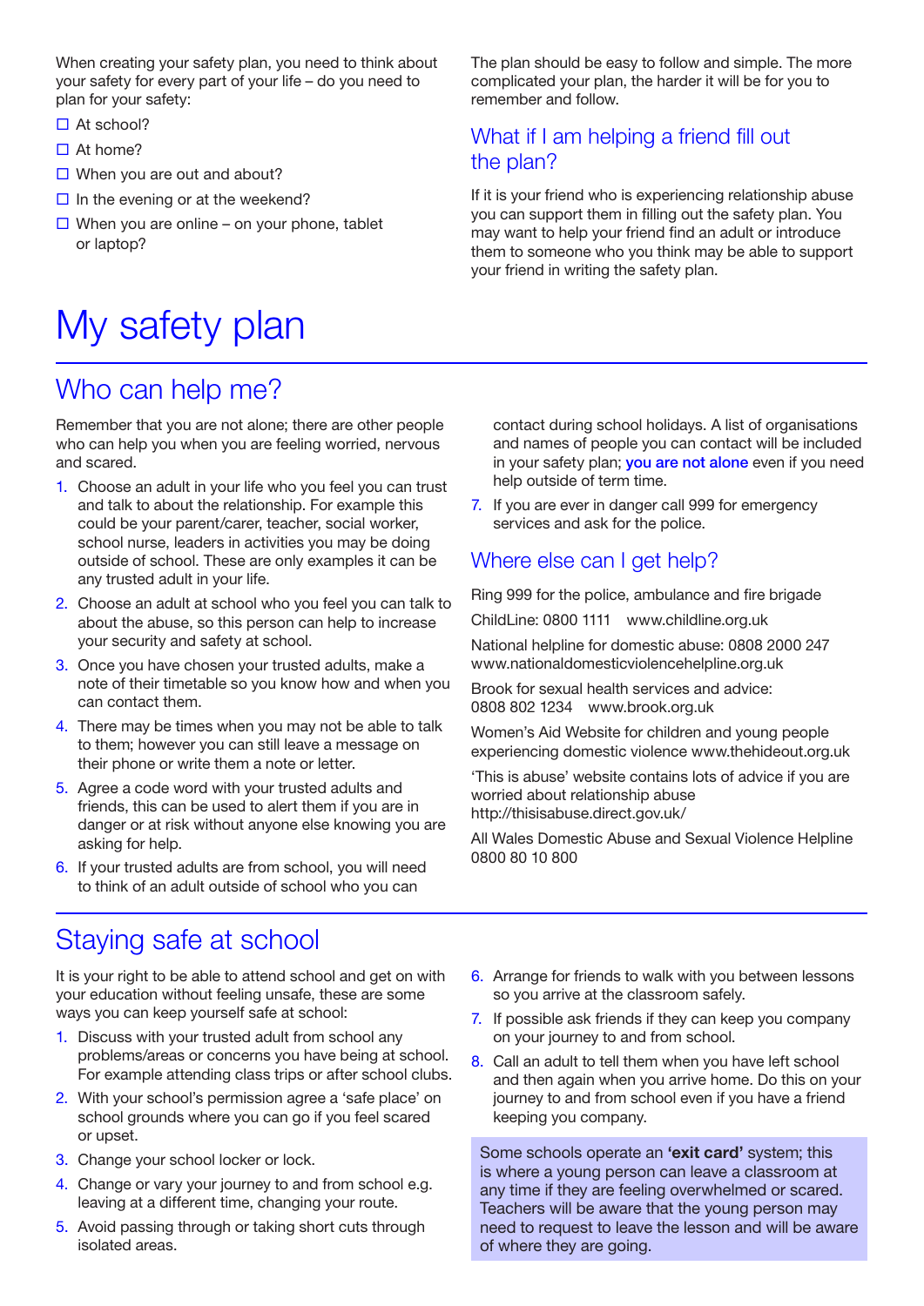When creating your safety plan, you need to think about your safety for every part of your life – do you need to plan for your safety:

- ☐ At school?
- ☐ At home?
- ☐ When you are out and about?
- ☐ In the evening or at the weekend?
- ☐ When you are online – on your phone, tablet or laptop?

The plan should be easy to follow and simple. The more complicated your plan, the harder it will be for you to remember and follow.

## What if I am helping a friend fill out the plan?

If it is your friend who is experiencing relationship abuse you can support them in filling out the safety plan. You may want to help your friend find an adult or introduce them to someone who you think may be able to support your friend in writing the safety plan.

# My safety plan

## Who can help me?

Remember that you are not alone; there are other people who can help you when you are feeling worried, nervous and scared.

1. Choose an adult in your life who you feel you can trust and talk to about the relationship. For example this could be your parent/carer, teacher, social worker, school nurse, leaders in activities you may be doing outside of school. These are only examples it can be any trusted adult in your life.
2. Choose an adult at school who you feel you can talk to about the abuse, so this person can help to increase your security and safety at school.
3. Once you have chosen your trusted adults, make a note of their timetable so you know how and when you can contact them.
4. There may be times when you may not be able to talk to them; however you can still leave a message on their phone or write them a note or letter.
5. Agree a code word with your trusted adults and friends, this can be used to alert them if you are in danger or at risk without anyone else knowing you are asking for help.
6. If your trusted adults are from school, you will need to think of an adult outside of school who you can contact during school holidays. A list of organisations and names of people you can contact will be included in your safety plan; **you are not alone** even if you need help outside of term time.
7. If you are ever in danger call 999 for emergency services and ask for the police.

## Where else can I get help?

Ring 999 for the police, ambulance and fire brigade

ChildLine: 0800 1111 www.childline.org.uk

National helpline for domestic abuse: 0808 2000 247 www.nationaldomesticviolencehelpline.org.uk

Brook for sexual health services and advice: 0808 802 1234 www.brook.org.uk

Women's Aid Website for children and young people experiencing domestic violence www.thehideout.org.uk

'This is abuse' website contains lots of advice if you are worried about relationship abuse http://thisisabuse.direct.gov.uk/

All Wales Domestic Abuse and Sexual Violence Helpline 0800 80 10 800

## Staying safe at school

It is your right to be able to attend school and get on with your education without feeling unsafe, these are some ways you can keep yourself safe at school:

1. Discuss with your trusted adult from school any problems/areas or concerns you have being at school. For example attending class trips or after school clubs.
2. With your school's permission agree a 'safe place' on school grounds where you can go if you feel scared or upset.
3. Change your school locker or lock.
4. Change or vary your journey to and from school e.g. leaving at a different time, changing your route.
5. Avoid passing through or taking short cuts through isolated areas.
6. Arrange for friends to walk with you between lessons so you arrive at the classroom safely.
7. If possible ask friends if they can keep you company on your journey to and from school.
8. Call an adult to tell them when you have left school and then again when you arrive home. Do this on your journey to and from school even if you have a friend keeping you company.

Some schools operate an **'exit card'** system; this is where a young person can leave a classroom at any time if they are feeling overwhelmed or scared. Teachers will be aware that the young person may need to request to leave the lesson and will be aware of where they are going.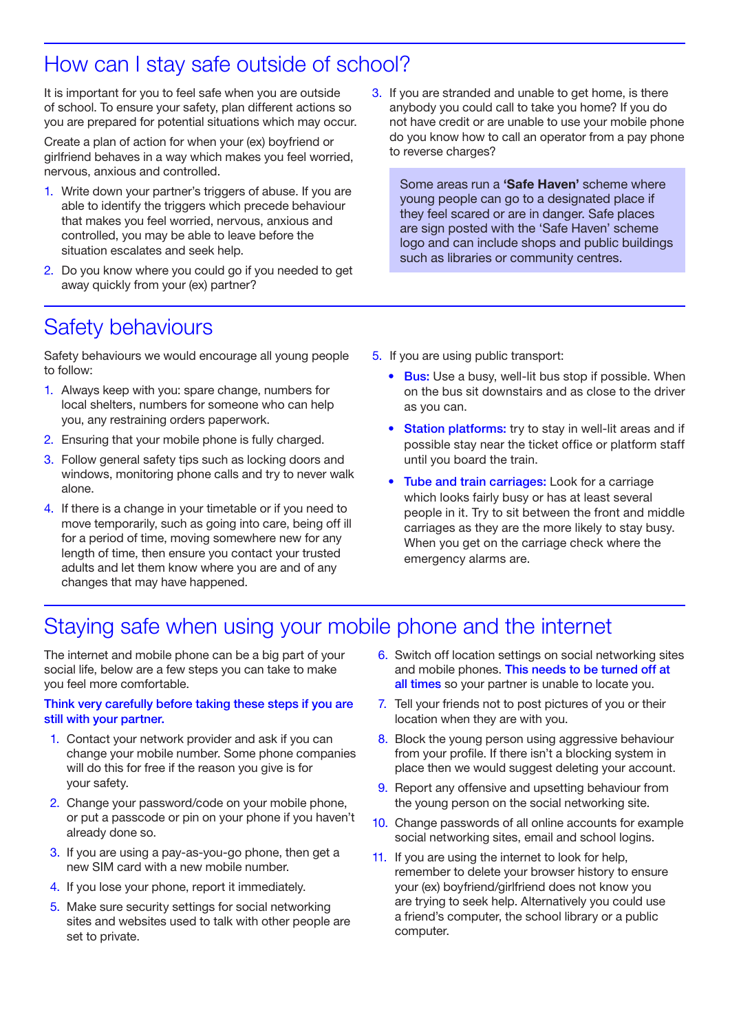## How can I stay safe outside of school?

It is important for you to feel safe when you are outside of school. To ensure your safety, plan different actions so you are prepared for potential situations which may occur.

Create a plan of action for when your (ex) boyfriend or girlfriend behaves in a way which makes you feel worried, nervous, anxious and controlled.

1. Write down your partner's triggers of abuse. If you are able to identify the triggers which precede behaviour that makes you feel worried, nervous, anxious and controlled, you may be able to leave before the situation escalates and seek help.
2. Do you know where you could go if you needed to get away quickly from your (ex) partner?
3. If you are stranded and unable to get home, is there anybody you could call to take you home? If you do not have credit or are unable to use your mobile phone do you know how to call an operator from a pay phone to reverse charges?

> Some areas run a **'Safe Haven'** scheme where young people can go to a designated place if they feel scared or are in danger. Safe places are sign posted with the 'Safe Haven' scheme logo and can include shops and public buildings such as libraries or community centres.

## Safety behaviours

Safety behaviours we would encourage all young people to follow:

1. Always keep with you: spare change, numbers for local shelters, numbers for someone who can help you, any restraining orders paperwork.
2. Ensuring that your mobile phone is fully charged.
3. Follow general safety tips such as locking doors and windows, monitoring phone calls and try to never walk alone.
4. If there is a change in your timetable or if you need to move temporarily, such as going into care, being off ill for a period of time, moving somewhere new for any length of time, then ensure you contact your trusted adults and let them know where you are and of any changes that may have happened.
5. If you are using public transport:
   - **Bus:** Use a busy, well-lit bus stop if possible. When on the bus sit downstairs and as close to the driver as you can.
   - **Station platforms:** try to stay in well-lit areas and if possible stay near the ticket office or platform staff until you board the train.
   - **Tube and train carriages:** Look for a carriage which looks fairly busy or has at least several people in it. Try to sit between the front and middle carriages as they are the more likely to stay busy. When you get on the carriage check where the emergency alarms are.

## Staying safe when using your mobile phone and the internet

The internet and mobile phone can be a big part of your social life, below are a few steps you can take to make you feel more comfortable.

**Think very carefully before taking these steps if you are still with your partner.**

1. Contact your network provider and ask if you can change your mobile number. Some phone companies will do this for free if the reason you give is for your safety.
2. Change your password/code on your mobile phone, or put a passcode or pin on your phone if you haven't already done so.
3. If you are using a pay-as-you-go phone, then get a new SIM card with a new mobile number.
4. If you lose your phone, report it immediately.
5. Make sure security settings for social networking sites and websites used to talk with other people are set to private.
6. Switch off location settings on social networking sites and mobile phones. **This needs to be turned off at all times** so your partner is unable to locate you.
7. Tell your friends not to post pictures of you or their location when they are with you.
8. Block the young person using aggressive behaviour from your profile. If there isn't a blocking system in place then we would suggest deleting your account.
9. Report any offensive and upsetting behaviour from the young person on the social networking site.
10. Change passwords of all online accounts for example social networking sites, email and school logins.
11. If you are using the internet to look for help, remember to delete your browser history to ensure your (ex) boyfriend/girlfriend does not know you are trying to seek help. Alternatively you could use a friend's computer, the school library or a public computer.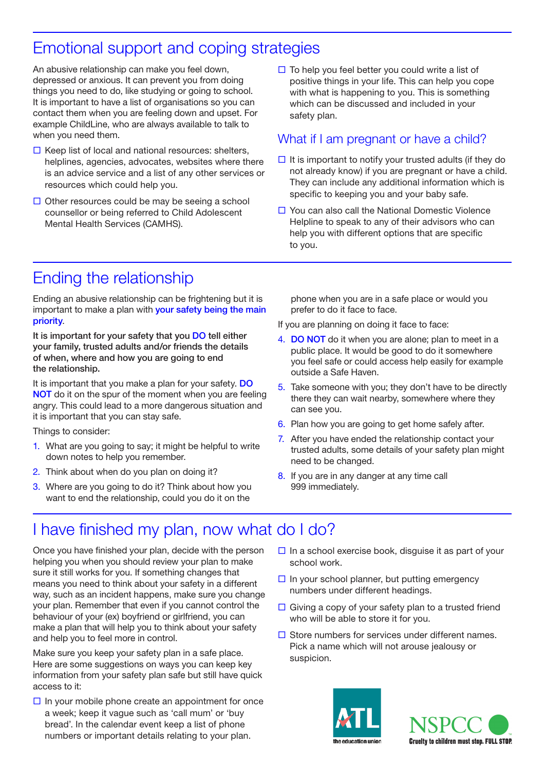## Emotional support and coping strategies

An abusive relationship can make you feel down, depressed or anxious. It can prevent you from doing things you need to do, like studying or going to school. It is important to have a list of organisations so you can contact them when you are feeling down and upset. For example ChildLine, who are always available to talk to when you need them.

- ☐ Keep list of local and national resources: shelters, helplines, agencies, advocates, websites where there is an advice service and a list of any other services or resources which could help you.
- ☐ Other resources could be may be seeing a school counsellor or being referred to Child Adolescent Mental Health Services (CAMHS).
- ☐ To help you feel better you could write a list of positive things in your life. This can help you cope with what is happening to you. This is something which can be discussed and included in your safety plan.

### What if I am pregnant or have a child?

- ☐ It is important to notify your trusted adults (if they do not already know) if you are pregnant or have a child. They can include any additional information which is specific to keeping you and your baby safe.
- ☐ You can also call the National Domestic Violence Helpline to speak to any of their advisors who can help you with different options that are specific to you.

## Ending the relationship

Ending an abusive relationship can be frightening but it is important to make a plan with your safety being the main priority.

**It is important for your safety that you DO tell either your family, trusted adults and/or friends the details of when, where and how you are going to end the relationship.**

It is important that you make a plan for your safety. DO NOT do it on the spur of the moment when you are feeling angry. This could lead to a more dangerous situation and it is important that you can stay safe.

Things to consider:

1. What are you going to say; it might be helpful to write down notes to help you remember.
2. Think about when do you plan on doing it?
3. Where are you going to do it? Think about how you want to end the relationship, could you do it on the phone when you are in a safe place or would you prefer to do it face to face.

If you are planning on doing it face to face:

4. DO NOT do it when you are alone; plan to meet in a public place. It would be good to do it somewhere you feel safe or could access help easily for example outside a Safe Haven.
5. Take someone with you; they don't have to be directly there they can wait nearby, somewhere where they can see you.
6. Plan how you are going to get home safely after.
7. After you have ended the relationship contact your trusted adults, some details of your safety plan might need to be changed.
8. If you are in any danger at any time call 999 immediately.

## I have finished my plan, now what do I do?

Once you have finished your plan, decide with the person helping you when you should review your plan to make sure it still works for you. If something changes that means you need to think about your safety in a different way, such as an incident happens, make sure you change your plan. Remember that even if you cannot control the behaviour of your (ex) boyfriend or girlfriend, you can make a plan that will help you to think about your safety and help you to feel more in control.

Make sure you keep your safety plan in a safe place. Here are some suggestions on ways you can keep key information from your safety plan safe but still have quick access to it:

- ☐ In your mobile phone create an appointment for once a week; keep it vague such as 'call mum' or 'buy bread'. In the calendar event keep a list of phone numbers or important details relating to your plan.
- ☐ In a school exercise book, disguise it as part of your school work.
- ☐ In your school planner, but putting emergency numbers under different headings.
- ☐ Giving a copy of your safety plan to a trusted friend who will be able to store it for you.
- ☐ Store numbers for services under different names. Pick a name which will not arouse jealousy or suspicion.

ATL the education union

NSPCC Cruelty to children must stop. FULL STOP.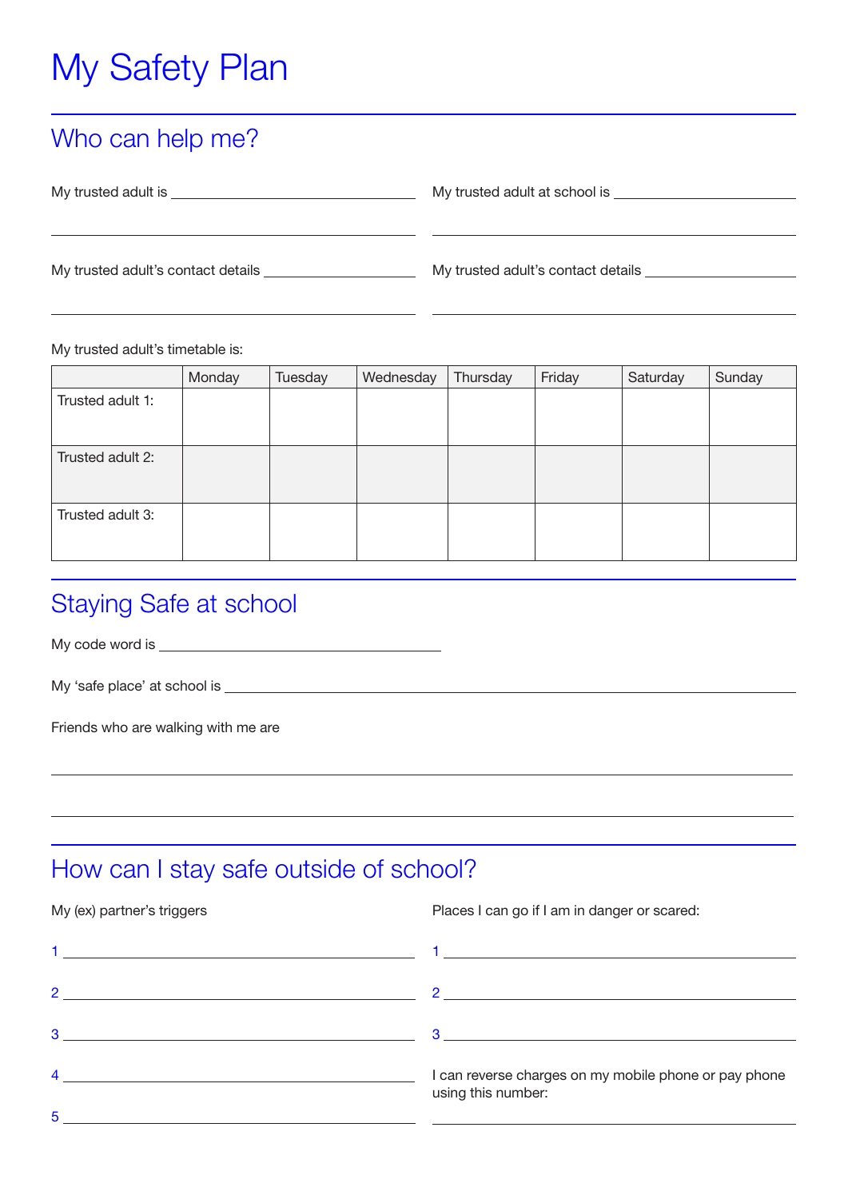# My Safety Plan

## Who can help me?

My trusted adult is \_\_\_\_\_\_\_\_\_\_\_\_\_\_\_\_\_\_\_\_\_\_\_\_

My trusted adult's contact details \_\_\_\_\_\_\_\_\_\_\_\_\_\_\_\_\_\_\_\_\_\_\_\_

My trusted adult at school is \_\_\_\_\_\_\_\_\_\_\_\_\_\_\_\_\_\_\_\_\_\_\_\_

My trusted adult's contact details \_\_\_\_\_\_\_\_\_\_\_\_\_\_\_\_\_\_\_\_\_\_\_\_

My trusted adult's timetable is:

| | Monday | Tuesday | Wednesday | Thursday | Friday | Saturday | Sunday |
|---|---|---|---|---|---|---|---|
| Trusted adult 1: | | | | | | | |
| Trusted adult 2: | | | | | | | |
| Trusted adult 3: | | | | | | | |

## Staying Safe at school

My code word is \_\_\_\_\_\_\_\_\_\_\_\_\_\_\_\_\_\_\_\_\_\_\_\_

My 'safe place' at school is \_\_\_\_\_\_\_\_\_\_\_\_\_\_\_\_\_\_\_\_\_\_\_\_

Friends who are walking with me are

\_\_\_\_\_\_\_\_\_\_\_\_\_\_\_\_\_\_\_\_\_\_\_\_

\_\_\_\_\_\_\_\_\_\_\_\_\_\_\_\_\_\_\_\_\_\_\_\_

## How can I stay safe outside of school?

My (ex) partner's triggers

1 \_\_\_\_\_\_\_\_\_\_\_\_\_\_\_\_\_\_\_\_\_\_\_\_

2 \_\_\_\_\_\_\_\_\_\_\_\_\_\_\_\_\_\_\_\_\_\_\_\_

3 \_\_\_\_\_\_\_\_\_\_\_\_\_\_\_\_\_\_\_\_\_\_\_\_

4 \_\_\_\_\_\_\_\_\_\_\_\_\_\_\_\_\_\_\_\_\_\_\_\_

5 \_\_\_\_\_\_\_\_\_\_\_\_\_\_\_\_\_\_\_\_\_\_\_\_

Places I can go if I am in danger or scared:

1 \_\_\_\_\_\_\_\_\_\_\_\_\_\_\_\_\_\_\_\_\_\_\_\_

2 \_\_\_\_\_\_\_\_\_\_\_\_\_\_\_\_\_\_\_\_\_\_\_\_

3 \_\_\_\_\_\_\_\_\_\_\_\_\_\_\_\_\_\_\_\_\_\_\_\_

I can reverse charges on my mobile phone or pay phone using this number:

\_\_\_\_\_\_\_\_\_\_\_\_\_\_\_\_\_\_\_\_\_\_\_\_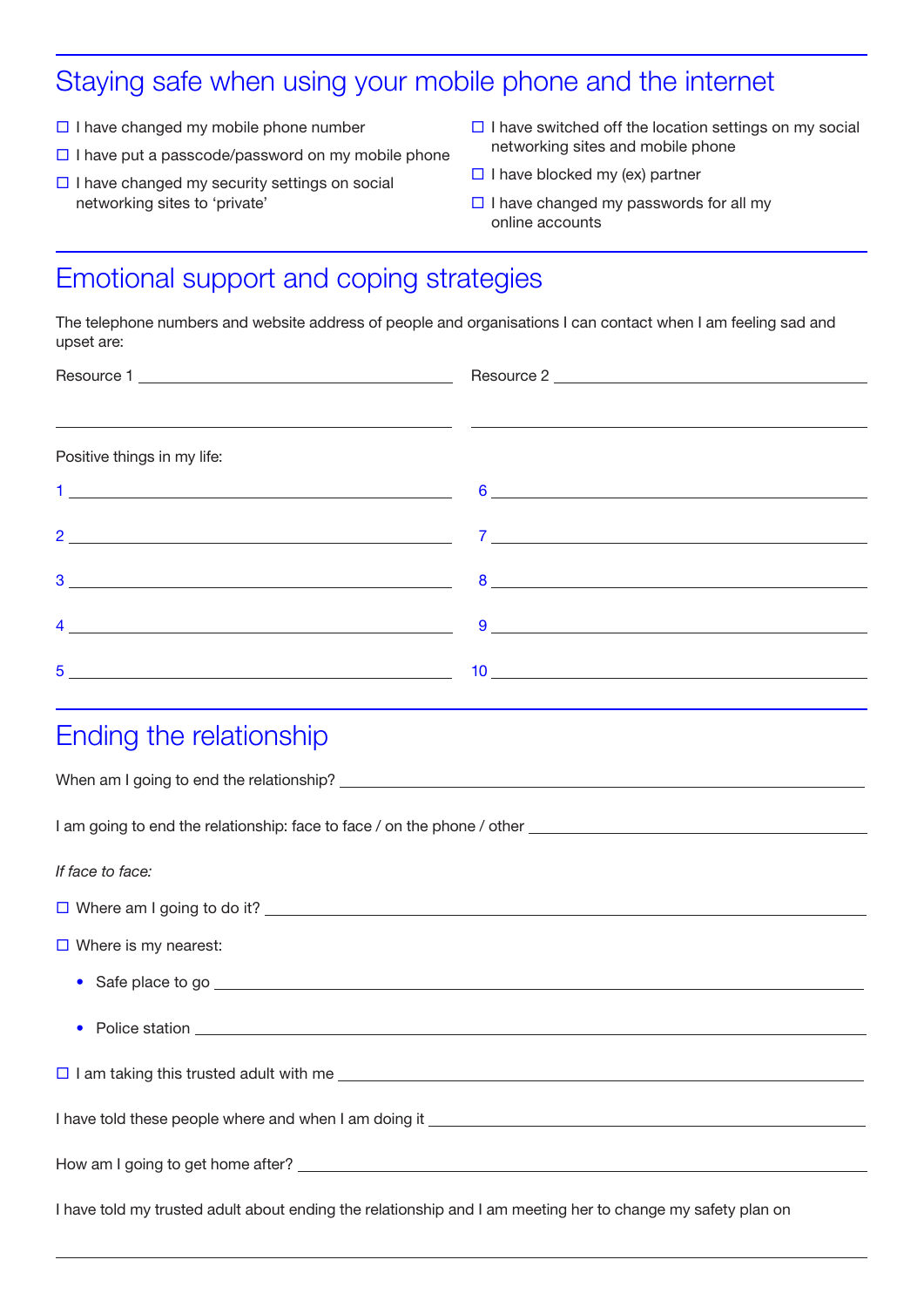## Staying safe when using your mobile phone and the internet

- ☐ I have changed my mobile phone number
- ☐ I have put a passcode/password on my mobile phone
- ☐ I have changed my security settings on social networking sites to 'private'
- ☐ I have switched off the location settings on my social networking sites and mobile phone
- ☐ I have blocked my (ex) partner
- ☐ I have changed my passwords for all my online accounts

## Emotional support and coping strategies

The telephone numbers and website address of people and organisations I can contact when I am feeling sad and upset are:

Resource 1 ______________________________

Resource 2 ______________________________

Positive things in my life:

1 ______________________________

2 ______________________________

3 ______________________________

4 ______________________________

5 ______________________________

6 ______________________________

7 ______________________________

8 ______________________________

9 ______________________________

10 ______________________________

## Ending the relationship

When am I going to end the relationship? ______________________________

I am going to end the relationship: face to face / on the phone / other ______________________________

*If face to face:*

☐ Where am I going to do it? ______________________________

☐ Where is my nearest:

- Safe place to go ______________________________
- Police station ______________________________

☐ I am taking this trusted adult with me ______________________________

I have told these people where and when I am doing it ______________________________

How am I going to get home after? ______________________________

I have told my trusted adult about ending the relationship and I am meeting her to change my safety plan on

______________________________